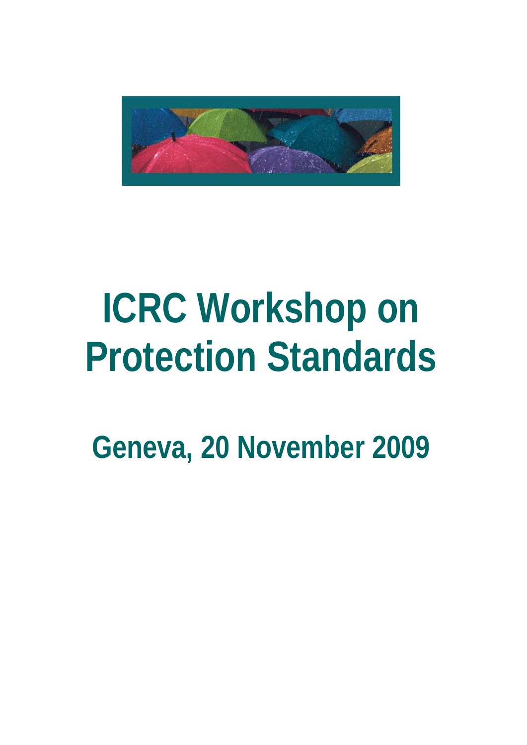# ICRC Workshop on Protection Standards

## Geneva, 20 November 2009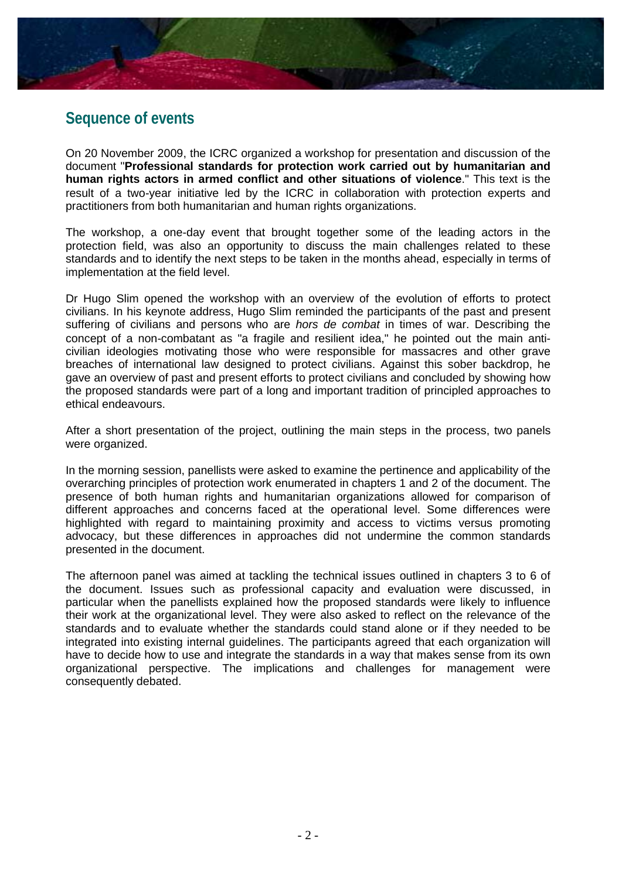## Sequence of events

On 20 November 2009, the ICRC organized a workshop for presentation and discussion of the document "**Professional standards for protection work carried out by humanitarian and human rights actors in armed conflict and other situations of violence**." This text is the result of a two-year initiative led by the ICRC in collaboration with protection experts and practitioners from both humanitarian and human rights organizations.

The workshop, a one-day event that brought together some of the leading actors in the protection field, was also an opportunity to discuss the main challenges related to these standards and to identify the next steps to be taken in the months ahead, especially in terms of implementation at the field level.

Dr Hugo Slim opened the workshop with an overview of the evolution of efforts to protect civilians. In his keynote address, Hugo Slim reminded the participants of the past and present suffering of civilians and persons who are *hors de combat* in times of war. Describing the concept of a non-combatant as "a fragile and resilient idea," he pointed out the main anti-civilian ideologies motivating those who were responsible for massacres and other grave breaches of international law designed to protect civilians. Against this sober backdrop, he gave an overview of past and present efforts to protect civilians and concluded by showing how the proposed standards were part of a long and important tradition of principled approaches to ethical endeavours.

After a short presentation of the project, outlining the main steps in the process, two panels were organized.

In the morning session, panellists were asked to examine the pertinence and applicability of the overarching principles of protection work enumerated in chapters 1 and 2 of the document. The presence of both human rights and humanitarian organizations allowed for comparison of different approaches and concerns faced at the operational level. Some differences were highlighted with regard to maintaining proximity and access to victims versus promoting advocacy, but these differences in approaches did not undermine the common standards presented in the document.

The afternoon panel was aimed at tackling the technical issues outlined in chapters 3 to 6 of the document. Issues such as professional capacity and evaluation were discussed, in particular when the panellists explained how the proposed standards were likely to influence their work at the organizational level. They were also asked to reflect on the relevance of the standards and to evaluate whether the standards could stand alone or if they needed to be integrated into existing internal guidelines. The participants agreed that each organization will have to decide how to use and integrate the standards in a way that makes sense from its own organizational perspective. The implications and challenges for management were consequently debated.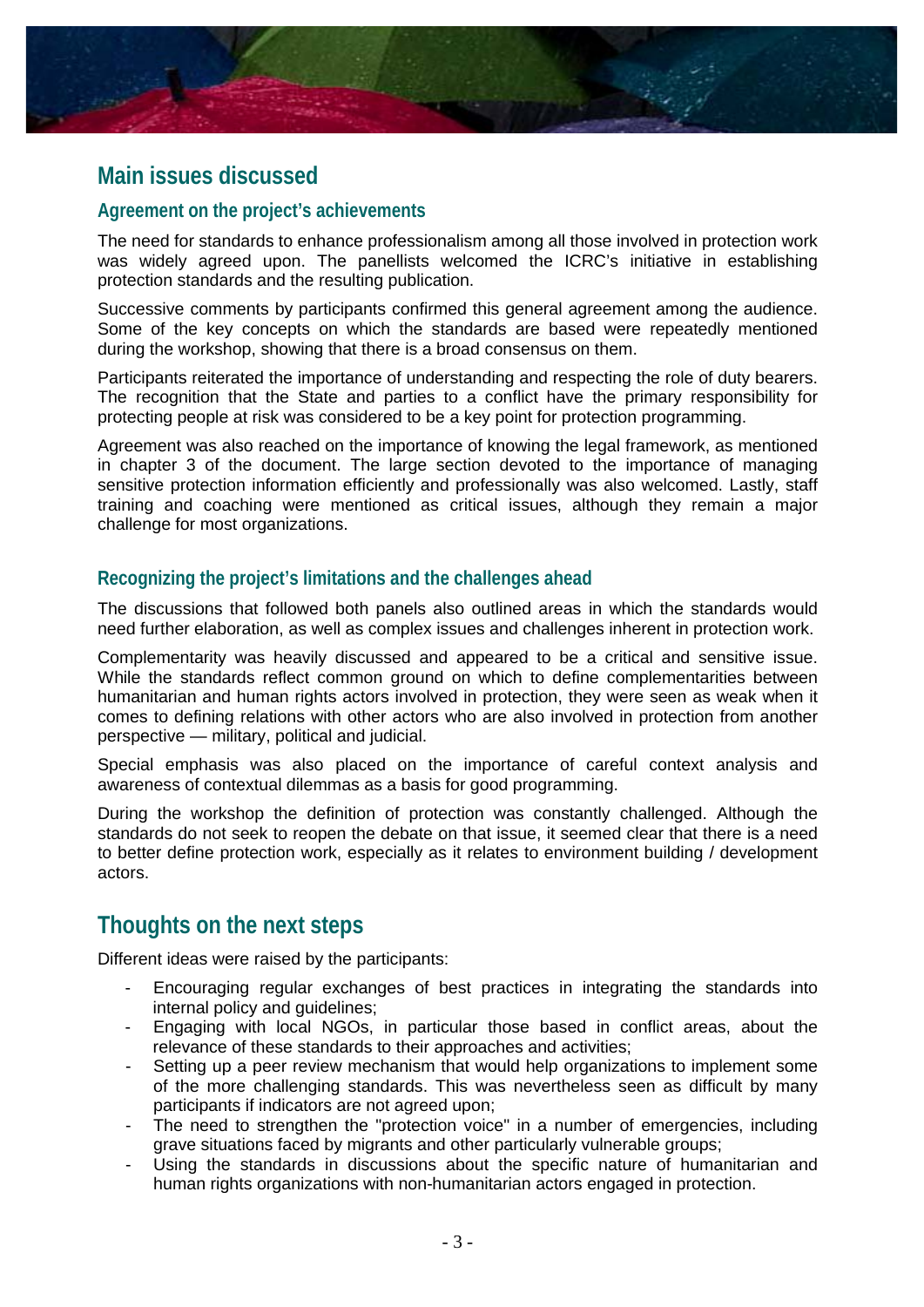## Main issues discussed

### Agreement on the project's achievements

The need for standards to enhance professionalism among all those involved in protection work was widely agreed upon. The panellists welcomed the ICRC's initiative in establishing protection standards and the resulting publication.

Successive comments by participants confirmed this general agreement among the audience. Some of the key concepts on which the standards are based were repeatedly mentioned during the workshop, showing that there is a broad consensus on them.

Participants reiterated the importance of understanding and respecting the role of duty bearers. The recognition that the State and parties to a conflict have the primary responsibility for protecting people at risk was considered to be a key point for protection programming.

Agreement was also reached on the importance of knowing the legal framework, as mentioned in chapter 3 of the document. The large section devoted to the importance of managing sensitive protection information efficiently and professionally was also welcomed. Lastly, staff training and coaching were mentioned as critical issues, although they remain a major challenge for most organizations.

### Recognizing the project's limitations and the challenges ahead

The discussions that followed both panels also outlined areas in which the standards would need further elaboration, as well as complex issues and challenges inherent in protection work.

Complementarity was heavily discussed and appeared to be a critical and sensitive issue. While the standards reflect common ground on which to define complementarities between humanitarian and human rights actors involved in protection, they were seen as weak when it comes to defining relations with other actors who are also involved in protection from another perspective — military, political and judicial.

Special emphasis was also placed on the importance of careful context analysis and awareness of contextual dilemmas as a basis for good programming.

During the workshop the definition of protection was constantly challenged. Although the standards do not seek to reopen the debate on that issue, it seemed clear that there is a need to better define protection work, especially as it relates to environment building / development actors.

## Thoughts on the next steps

Different ideas were raised by the participants:

- Encouraging regular exchanges of best practices in integrating the standards into internal policy and guidelines;
- Engaging with local NGOs, in particular those based in conflict areas, about the relevance of these standards to their approaches and activities;
- Setting up a peer review mechanism that would help organizations to implement some of the more challenging standards. This was nevertheless seen as difficult by many participants if indicators are not agreed upon;
- The need to strengthen the "protection voice" in a number of emergencies, including grave situations faced by migrants and other particularly vulnerable groups;
- Using the standards in discussions about the specific nature of humanitarian and human rights organizations with non-humanitarian actors engaged in protection.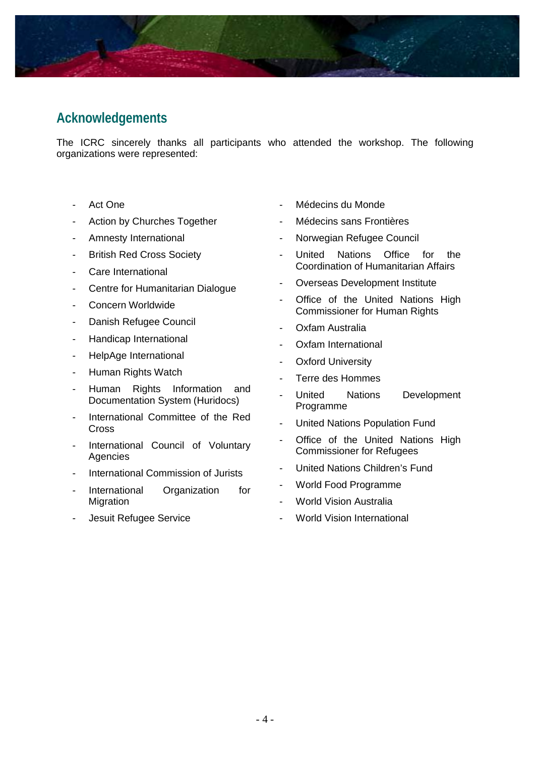## Acknowledgements

The ICRC sincerely thanks all participants who attended the workshop. The following organizations were represented:

- Act One
- Action by Churches Together
- Amnesty International
- British Red Cross Society
- Care International
- Centre for Humanitarian Dialogue
- Concern Worldwide
- Danish Refugee Council
- Handicap International
- HelpAge International
- Human Rights Watch
- Human Rights Information and Documentation System (Huridocs)
- International Committee of the Red Cross
- International Council of Voluntary Agencies
- International Commission of Jurists
- International Organization for Migration
- Jesuit Refugee Service
- Médecins du Monde
- Médecins sans Frontières
- Norwegian Refugee Council
- United Nations Office for the Coordination of Humanitarian Affairs
- Overseas Development Institute
- Office of the United Nations High Commissioner for Human Rights
- Oxfam Australia
- Oxfam International
- Oxford University
- Terre des Hommes
- United Nations Development Programme
- United Nations Population Fund
- Office of the United Nations High Commissioner for Refugees
- United Nations Children's Fund
- World Food Programme
- World Vision Australia
- World Vision International